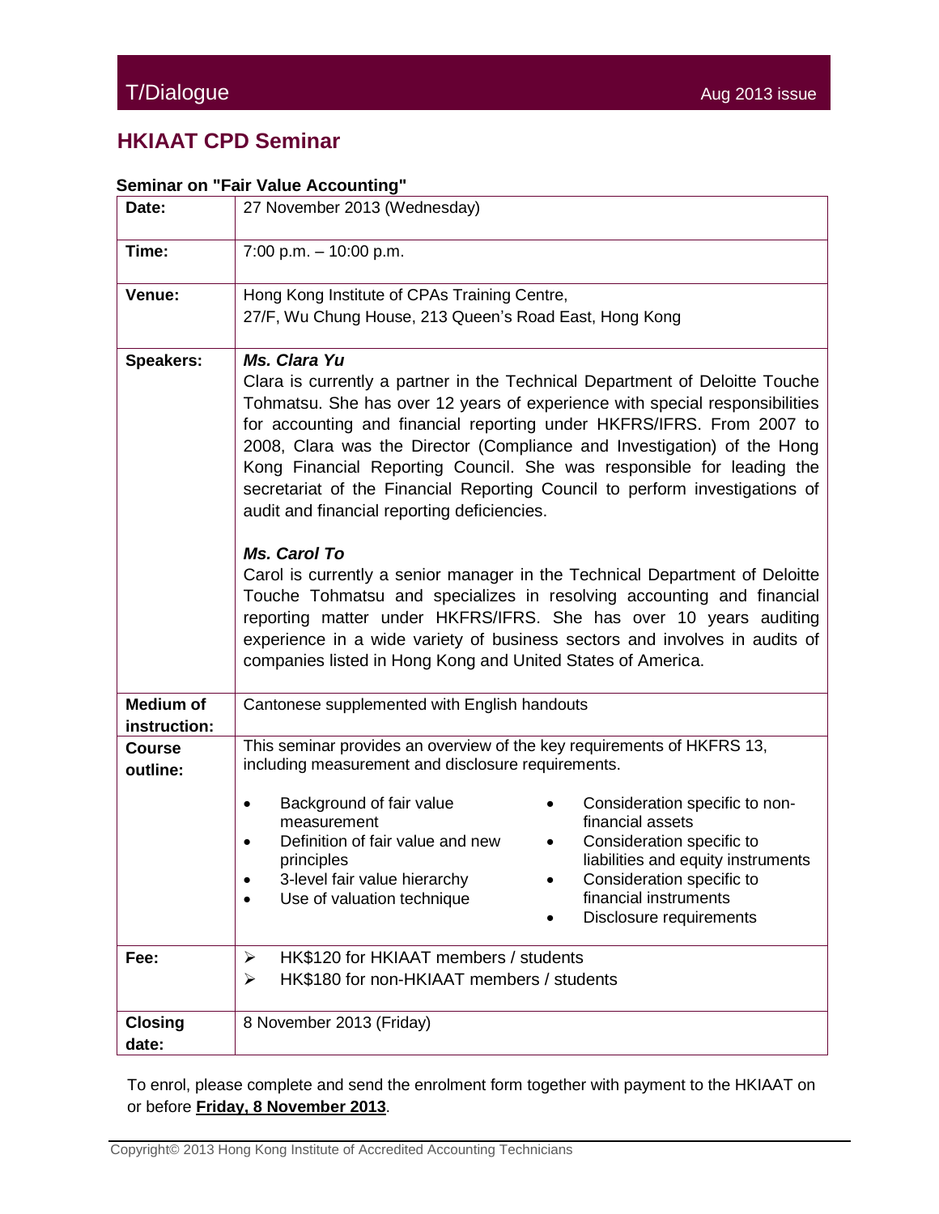# HKIAAT CPD Seminar

**Seminar on "Fair Value Accounting"**

| | |
|---|---|
| **Date:** | 27 November 2013 (Wednesday) |
| **Time:** | 7:00 p.m. – 10:00 p.m. |
| **Venue:** | Hong Kong Institute of CPAs Training Centre,<br>27/F, Wu Chung House, 213 Queen's Road East, Hong Kong |
| **Speakers:** | ***Ms. Clara Yu***<br>Clara is currently a partner in the Technical Department of Deloitte Touche Tohmatsu. She has over 12 years of experience with special responsibilities for accounting and financial reporting under HKFRS/IFRS. From 2007 to 2008, Clara was the Director (Compliance and Investigation) of the Hong Kong Financial Reporting Council. She was responsible for leading the secretariat of the Financial Reporting Council to perform investigations of audit and financial reporting deficiencies.<br><br>***Ms. Carol To***<br>Carol is currently a senior manager in the Technical Department of Deloitte Touche Tohmatsu and specializes in resolving accounting and financial reporting matter under HKFRS/IFRS. She has over 10 years auditing experience in a wide variety of business sectors and involves in audits of companies listed in Hong Kong and United States of America. |
| **Medium of instruction:** | Cantonese supplemented with English handouts |
| **Course outline:** | This seminar provides an overview of the key requirements of HKFRS 13, including measurement and disclosure requirements.<br><br>• Background of fair value measurement<br>• Definition of fair value and new principles<br>• 3-level fair value hierarchy<br>• Use of valuation technique<br>• Consideration specific to non-financial assets<br>• Consideration specific to liabilities and equity instruments<br>• Consideration specific to financial instruments<br>• Disclosure requirements |
| **Fee:** | ➢ HK$120 for HKIAAT members / students<br>➢ HK$180 for non-HKIAAT members / students |
| **Closing date:** | 8 November 2013 (Friday) |

To enrol, please complete and send the enrolment form together with payment to the HKIAAT on or before **Friday, 8 November 2013**.

Copyright© 2013 Hong Kong Institute of Accredited Accounting Technicians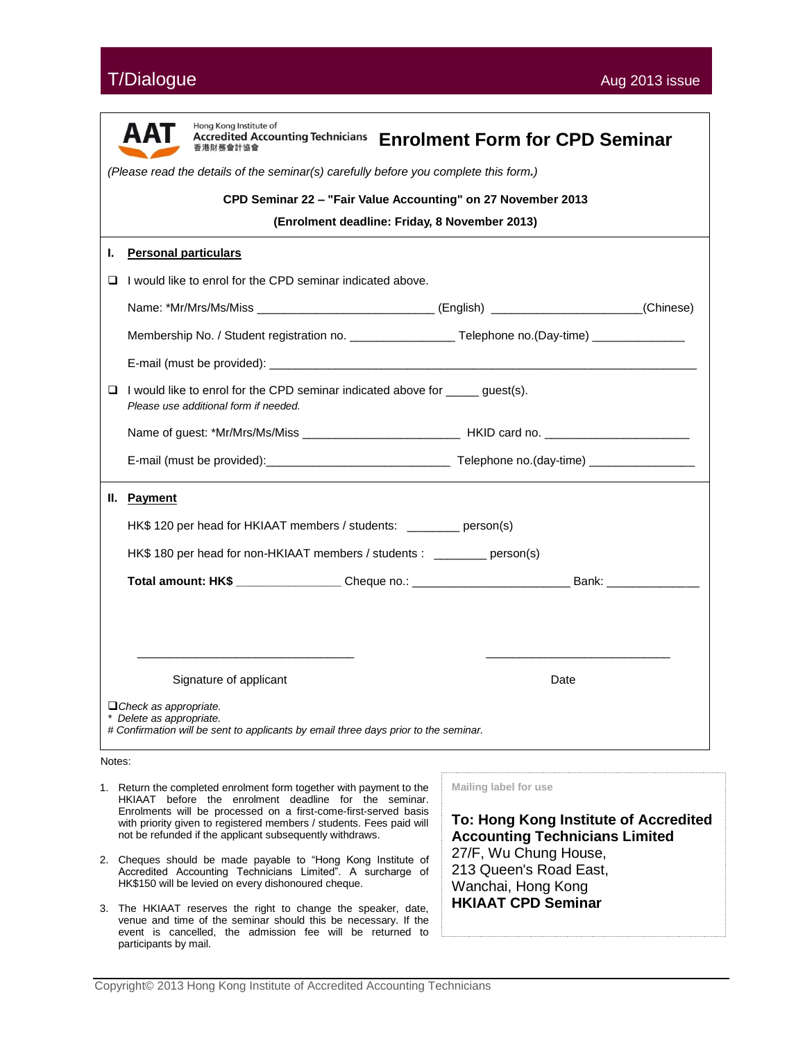AAT Hong Kong Institute of Accredited Accounting Technicians 香港財務會計協會

# Enrolment Form for CPD Seminar

*(Please read the details of the seminar(s) carefully before you complete this form.)*

**CPD Seminar 22 – "Fair Value Accounting" on 27 November 2013**

**(Enrolment deadline: Friday, 8 November 2013)**

## I. Personal particulars

❑ I would like to enrol for the CPD seminar indicated above.

Name: *Mr/Mrs/Ms/Miss ___________________________ (English) _______________________(Chinese)

Membership No. / Student registration no. ________________ Telephone no.(Day-time) ______________

E-mail (must be provided): ____________________________________________________________________

❑ I would like to enrol for the CPD seminar indicated above for _____ guest(s).
*Please use additional form if needed.*

Name of guest: *Mr/Mrs/Ms/Miss ________________________ HKID card no. ______________________

E-mail (must be provided):_____________________________ Telephone no.(day-time) ________________

## II. Payment

HK$ 120 per head for HKIAAT members / students: ________ person(s)

HK$ 180 per head for non-HKIAAT members / students : ________ person(s)

**Total amount: HK$** ________________ Cheque no.: ________________________ Bank: ______________

__________________________________ &nbsp;&nbsp;&nbsp;&nbsp; _____________________________

Signature of applicant &nbsp;&nbsp;&nbsp;&nbsp; Date

*❑Check as appropriate.*
*\* Delete as appropriate.*
*# Confirmation will be sent to applicants by email three days prior to the seminar.*

Notes:

1. Return the completed enrolment form together with payment to the HKIAAT before the enrolment deadline for the seminar. Enrolments will be processed on a first-come-first-served basis with priority given to registered members / students. Fees paid will not be refunded if the applicant subsequently withdraws.
2. Cheques should be made payable to "Hong Kong Institute of Accredited Accounting Technicians Limited". A surcharge of HK$150 will be levied on every dishonoured cheque.
3. The HKIAAT reserves the right to change the speaker, date, venue and time of the seminar should this be necessary. If the event is cancelled, the admission fee will be returned to participants by mail.

Mailing label for use

**To: Hong Kong Institute of Accredited Accounting Technicians Limited**
27/F, Wu Chung House,
213 Queen's Road East,
Wanchai, Hong Kong
**HKIAAT CPD Seminar**

Copyright© 2013 Hong Kong Institute of Accredited Accounting Technicians